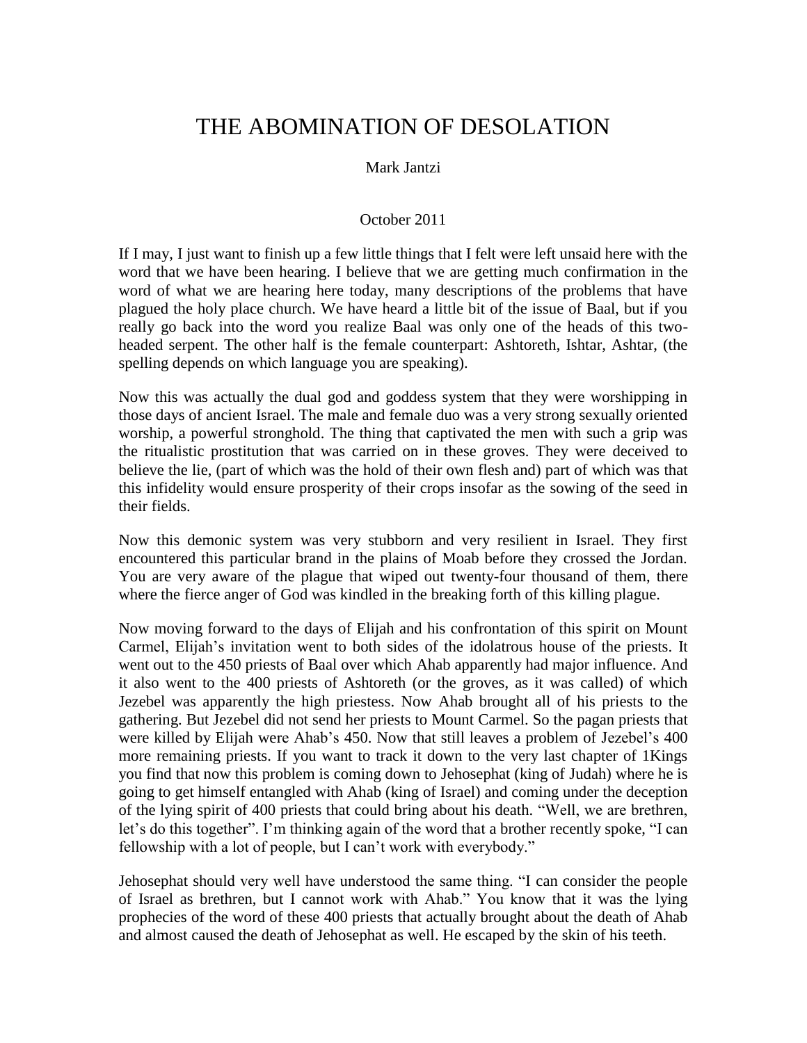# THE ABOMINATION OF DESOLATION

Mark Jantzi

October 2011

If I may, I just want to finish up a few little things that I felt were left unsaid here with the word that we have been hearing. I believe that we are getting much confirmation in the word of what we are hearing here today, many descriptions of the problems that have plagued the holy place church. We have heard a little bit of the issue of Baal, but if you really go back into the word you realize Baal was only one of the heads of this two-headed serpent. The other half is the female counterpart: Ashtoreth, Ishtar, Ashtar, (the spelling depends on which language you are speaking).

Now this was actually the dual god and goddess system that they were worshipping in those days of ancient Israel. The male and female duo was a very strong sexually oriented worship, a powerful stronghold. The thing that captivated the men with such a grip was the ritualistic prostitution that was carried on in these groves. They were deceived to believe the lie, (part of which was the hold of their own flesh and) part of which was that this infidelity would ensure prosperity of their crops insofar as the sowing of the seed in their fields.

Now this demonic system was very stubborn and very resilient in Israel. They first encountered this particular brand in the plains of Moab before they crossed the Jordan. You are very aware of the plague that wiped out twenty-four thousand of them, there where the fierce anger of God was kindled in the breaking forth of this killing plague.

Now moving forward to the days of Elijah and his confrontation of this spirit on Mount Carmel, Elijah's invitation went to both sides of the idolatrous house of the priests. It went out to the 450 priests of Baal over which Ahab apparently had major influence. And it also went to the 400 priests of Ashtoreth (or the groves, as it was called) of which Jezebel was apparently the high priestess. Now Ahab brought all of his priests to the gathering. But Jezebel did not send her priests to Mount Carmel. So the pagan priests that were killed by Elijah were Ahab's 450. Now that still leaves a problem of Jezebel's 400 more remaining priests. If you want to track it down to the very last chapter of 1Kings you find that now this problem is coming down to Jehosephat (king of Judah) where he is going to get himself entangled with Ahab (king of Israel) and coming under the deception of the lying spirit of 400 priests that could bring about his death. "Well, we are brethren, let's do this together". I'm thinking again of the word that a brother recently spoke, "I can fellowship with a lot of people, but I can't work with everybody."

Jehosephat should very well have understood the same thing. "I can consider the people of Israel as brethren, but I cannot work with Ahab." You know that it was the lying prophecies of the word of these 400 priests that actually brought about the death of Ahab and almost caused the death of Jehosephat as well. He escaped by the skin of his teeth.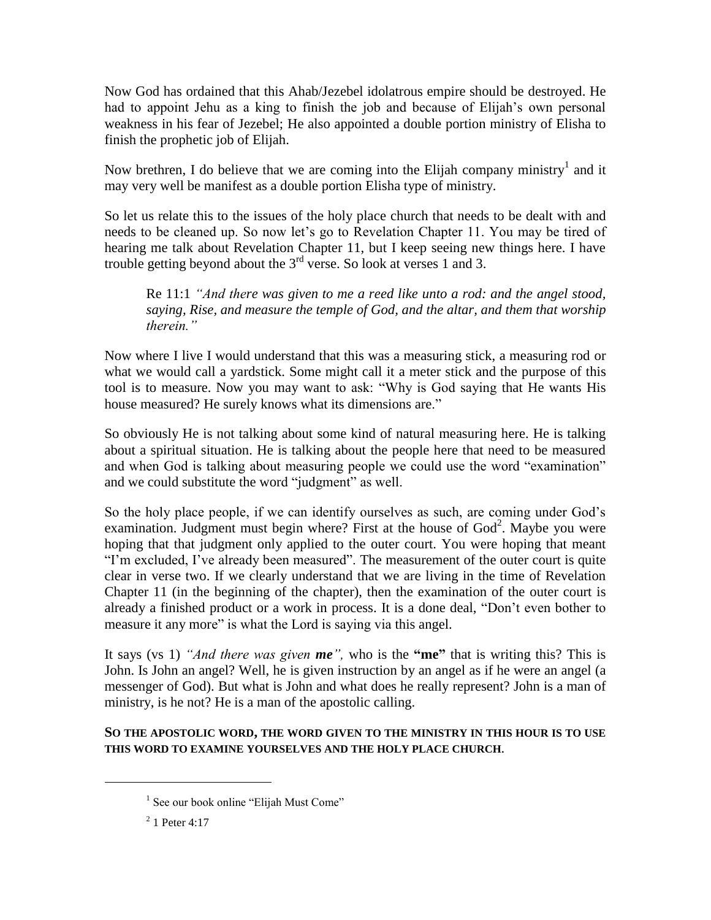Now God has ordained that this Ahab/Jezebel idolatrous empire should be destroyed. He had to appoint Jehu as a king to finish the job and because of Elijah's own personal weakness in his fear of Jezebel; He also appointed a double portion ministry of Elisha to finish the prophetic job of Elijah.

Now brethren, I do believe that we are coming into the Elijah company ministry[1] and it may very well be manifest as a double portion Elisha type of ministry.

So let us relate this to the issues of the holy place church that needs to be dealt with and needs to be cleaned up. So now let's go to Revelation Chapter 11. You may be tired of hearing me talk about Revelation Chapter 11, but I keep seeing new things here. I have trouble getting beyond about the 3rd verse. So look at verses 1 and 3.

> Re 11:1 *"And there was given to me a reed like unto a rod: and the angel stood, saying, Rise, and measure the temple of God, and the altar, and them that worship therein."*

Now where I live I would understand that this was a measuring stick, a measuring rod or what we would call a yardstick. Some might call it a meter stick and the purpose of this tool is to measure. Now you may want to ask: "Why is God saying that He wants His house measured? He surely knows what its dimensions are."

So obviously He is not talking about some kind of natural measuring here. He is talking about a spiritual situation. He is talking about the people here that need to be measured and when God is talking about measuring people we could use the word "examination" and we could substitute the word "judgment" as well.

So the holy place people, if we can identify ourselves as such, are coming under God's examination. Judgment must begin where? First at the house of God[2]. Maybe you were hoping that that judgment only applied to the outer court. You were hoping that meant "I'm excluded, I've already been measured". The measurement of the outer court is quite clear in verse two. If we clearly understand that we are living in the time of Revelation Chapter 11 (in the beginning of the chapter), then the examination of the outer court is already a finished product or a work in process. It is a done deal, "Don't even bother to measure it any more" is what the Lord is saying via this angel.

It says (vs 1) *"And there was given **me**",* who is the **"me"** that is writing this? This is John. Is John an angel? Well, he is given instruction by an angel as if he were an angel (a messenger of God). But what is John and what does he really represent? John is a man of ministry, is he not? He is a man of the apostolic calling.

**SO THE APOSTOLIC WORD, THE WORD GIVEN TO THE MINISTRY IN THIS HOUR IS TO USE THIS WORD TO EXAMINE YOURSELVES AND THE HOLY PLACE CHURCH.**

---

[1] See our book online "Elijah Must Come"

[2] 1 Peter 4:17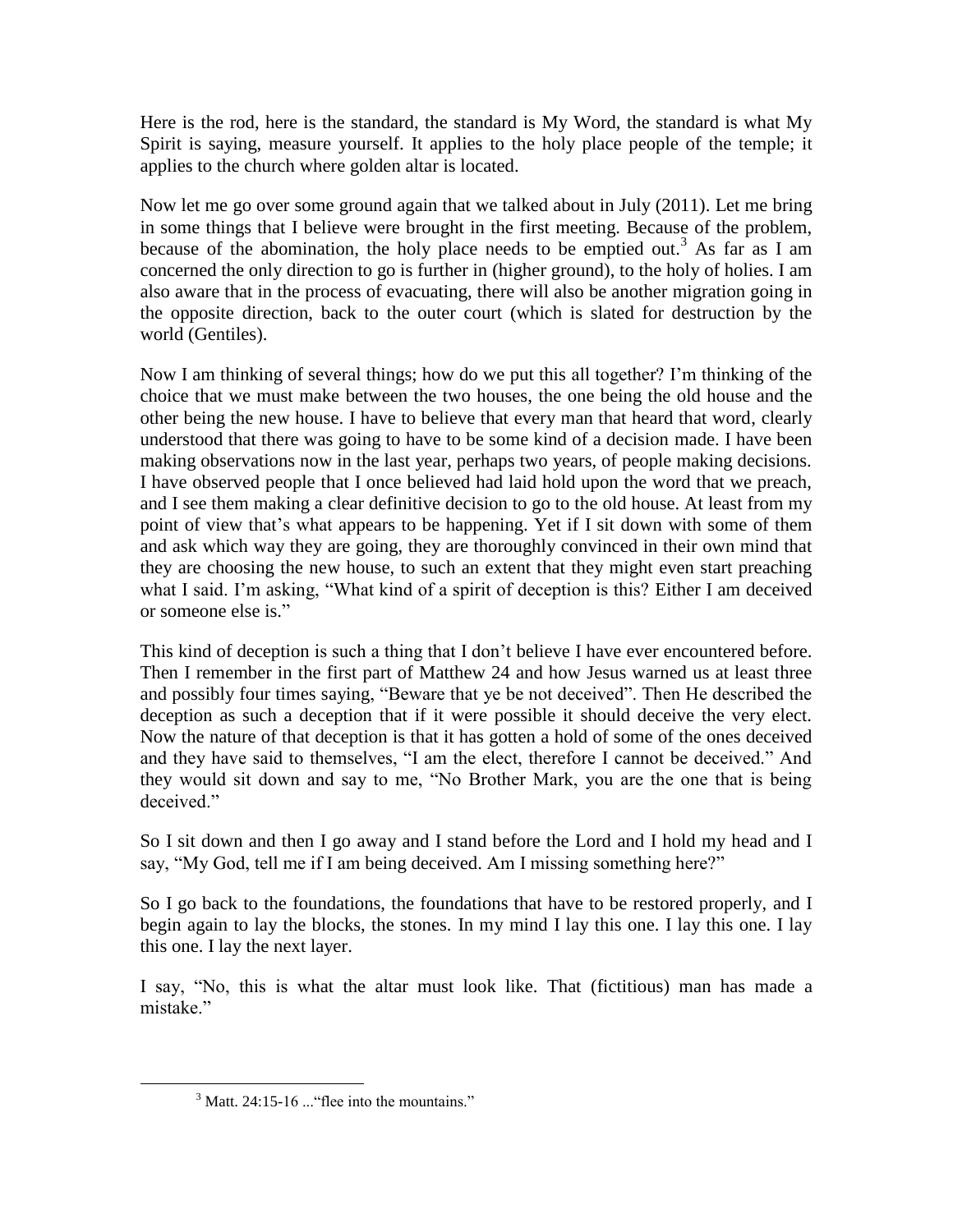Here is the rod, here is the standard, the standard is My Word, the standard is what My Spirit is saying, measure yourself. It applies to the holy place people of the temple; it applies to the church where golden altar is located.

Now let me go over some ground again that we talked about in July (2011). Let me bring in some things that I believe were brought in the first meeting. Because of the problem, because of the abomination, the holy place needs to be emptied out.[3] As far as I am concerned the only direction to go is further in (higher ground), to the holy of holies. I am also aware that in the process of evacuating, there will also be another migration going in the opposite direction, back to the outer court (which is slated for destruction by the world (Gentiles).

Now I am thinking of several things; how do we put this all together? I'm thinking of the choice that we must make between the two houses, the one being the old house and the other being the new house. I have to believe that every man that heard that word, clearly understood that there was going to have to be some kind of a decision made. I have been making observations now in the last year, perhaps two years, of people making decisions. I have observed people that I once believed had laid hold upon the word that we preach, and I see them making a clear definitive decision to go to the old house. At least from my point of view that's what appears to be happening. Yet if I sit down with some of them and ask which way they are going, they are thoroughly convinced in their own mind that they are choosing the new house, to such an extent that they might even start preaching what I said. I'm asking, "What kind of a spirit of deception is this? Either I am deceived or someone else is."

This kind of deception is such a thing that I don't believe I have ever encountered before. Then I remember in the first part of Matthew 24 and how Jesus warned us at least three and possibly four times saying, "Beware that ye be not deceived". Then He described the deception as such a deception that if it were possible it should deceive the very elect. Now the nature of that deception is that it has gotten a hold of some of the ones deceived and they have said to themselves, "I am the elect, therefore I cannot be deceived." And they would sit down and say to me, "No Brother Mark, you are the one that is being deceived."

So I sit down and then I go away and I stand before the Lord and I hold my head and I say, "My God, tell me if I am being deceived. Am I missing something here?"

So I go back to the foundations, the foundations that have to be restored properly, and I begin again to lay the blocks, the stones. In my mind I lay this one. I lay this one. I lay this one. I lay the next layer.

I say, "No, this is what the altar must look like. That (fictitious) man has made a mistake."

---

[3] Matt. 24:15-16 ..."flee into the mountains."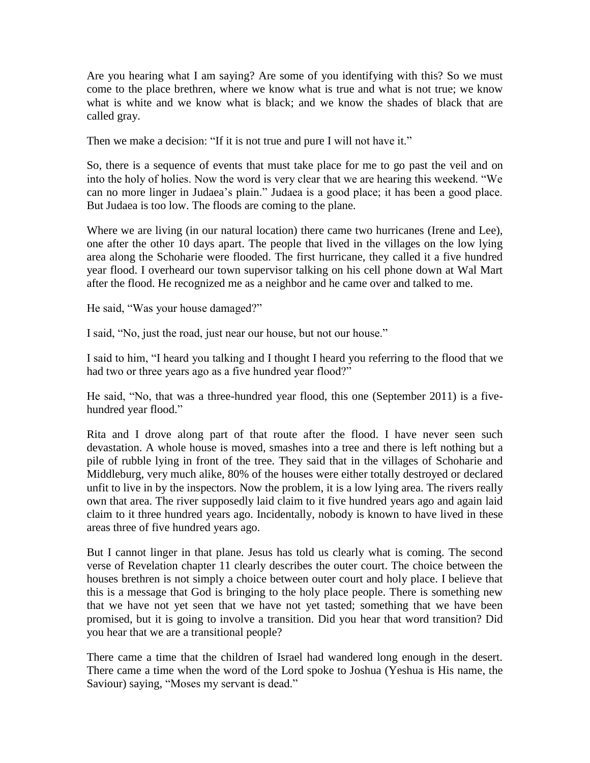Are you hearing what I am saying? Are some of you identifying with this? So we must come to the place brethren, where we know what is true and what is not true; we know what is white and we know what is black; and we know the shades of black that are called gray.

Then we make a decision: "If it is not true and pure I will not have it."

So, there is a sequence of events that must take place for me to go past the veil and on into the holy of holies. Now the word is very clear that we are hearing this weekend. "We can no more linger in Judaea's plain." Judaea is a good place; it has been a good place. But Judaea is too low. The floods are coming to the plane.

Where we are living (in our natural location) there came two hurricanes (Irene and Lee), one after the other 10 days apart. The people that lived in the villages on the low lying area along the Schoharie were flooded. The first hurricane, they called it a five hundred year flood. I overheard our town supervisor talking on his cell phone down at Wal Mart after the flood. He recognized me as a neighbor and he came over and talked to me.

He said, "Was your house damaged?"

I said, "No, just the road, just near our house, but not our house."

I said to him, "I heard you talking and I thought I heard you referring to the flood that we had two or three years ago as a five hundred year flood?"

He said, "No, that was a three-hundred year flood, this one (September 2011) is a five-hundred year flood."

Rita and I drove along part of that route after the flood. I have never seen such devastation. A whole house is moved, smashes into a tree and there is left nothing but a pile of rubble lying in front of the tree. They said that in the villages of Schoharie and Middleburg, very much alike, 80% of the houses were either totally destroyed or declared unfit to live in by the inspectors. Now the problem, it is a low lying area. The rivers really own that area. The river supposedly laid claim to it five hundred years ago and again laid claim to it three hundred years ago. Incidentally, nobody is known to have lived in these areas three of five hundred years ago.

But I cannot linger in that plane. Jesus has told us clearly what is coming. The second verse of Revelation chapter 11 clearly describes the outer court. The choice between the houses brethren is not simply a choice between outer court and holy place. I believe that this is a message that God is bringing to the holy place people. There is something new that we have not yet seen that we have not yet tasted; something that we have been promised, but it is going to involve a transition. Did you hear that word transition? Did you hear that we are a transitional people?

There came a time that the children of Israel had wandered long enough in the desert. There came a time when the word of the Lord spoke to Joshua (Yeshua is His name, the Saviour) saying, "Moses my servant is dead."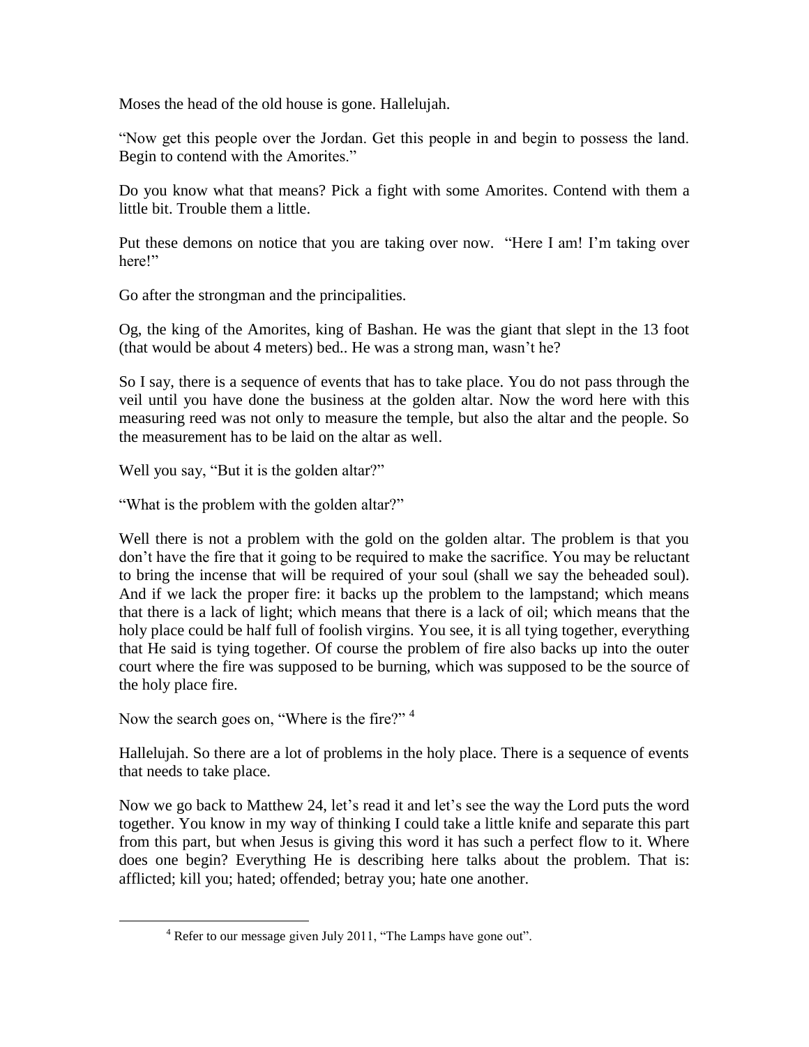Moses the head of the old house is gone. Hallelujah.

"Now get this people over the Jordan. Get this people in and begin to possess the land. Begin to contend with the Amorites."

Do you know what that means? Pick a fight with some Amorites. Contend with them a little bit. Trouble them a little.

Put these demons on notice that you are taking over now. "Here I am! I'm taking over here!"

Go after the strongman and the principalities.

Og, the king of the Amorites, king of Bashan. He was the giant that slept in the 13 foot (that would be about 4 meters) bed.. He was a strong man, wasn't he?

So I say, there is a sequence of events that has to take place. You do not pass through the veil until you have done the business at the golden altar. Now the word here with this measuring reed was not only to measure the temple, but also the altar and the people. So the measurement has to be laid on the altar as well.

Well you say, "But it is the golden altar?"

"What is the problem with the golden altar?"

Well there is not a problem with the gold on the golden altar. The problem is that you don't have the fire that it going to be required to make the sacrifice. You may be reluctant to bring the incense that will be required of your soul (shall we say the beheaded soul). And if we lack the proper fire: it backs up the problem to the lampstand; which means that there is a lack of light; which means that there is a lack of oil; which means that the holy place could be half full of foolish virgins. You see, it is all tying together, everything that He said is tying together. Of course the problem of fire also backs up into the outer court where the fire was supposed to be burning, which was supposed to be the source of the holy place fire.

Now the search goes on, "Where is the fire?" [4]

Hallelujah. So there are a lot of problems in the holy place. There is a sequence of events that needs to take place.

Now we go back to Matthew 24, let's read it and let's see the way the Lord puts the word together. You know in my way of thinking I could take a little knife and separate this part from this part, but when Jesus is giving this word it has such a perfect flow to it. Where does one begin? Everything He is describing here talks about the problem. That is: afflicted; kill you; hated; offended; betray you; hate one another.

[4] Refer to our message given July 2011, "The Lamps have gone out".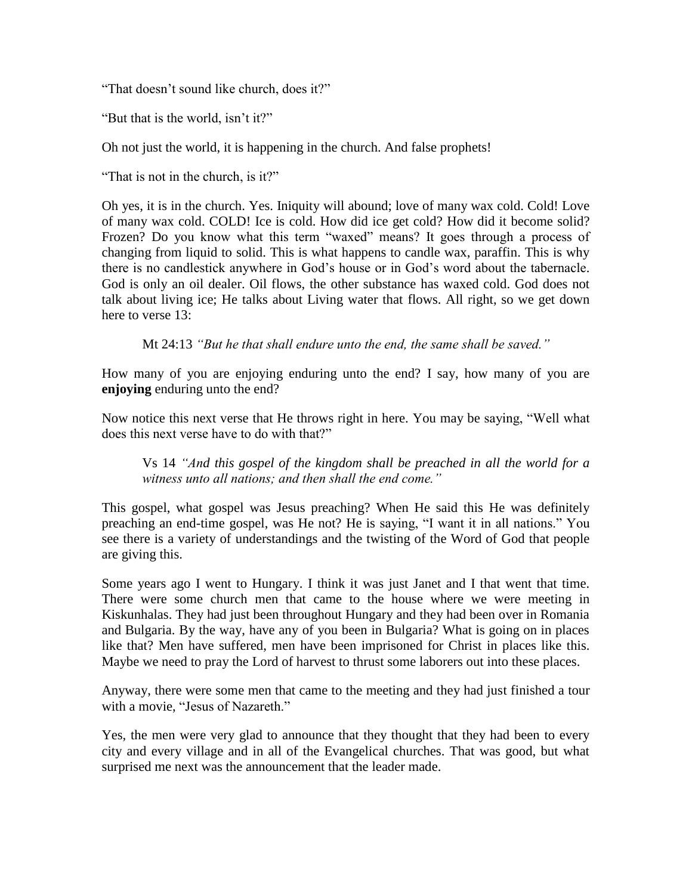"That doesn't sound like church, does it?"

"But that is the world, isn't it?"

Oh not just the world, it is happening in the church. And false prophets!

"That is not in the church, is it?"

Oh yes, it is in the church. Yes. Iniquity will abound; love of many wax cold. Cold! Love of many wax cold. COLD! Ice is cold. How did ice get cold? How did it become solid? Frozen? Do you know what this term "waxed" means? It goes through a process of changing from liquid to solid. This is what happens to candle wax, paraffin. This is why there is no candlestick anywhere in God's house or in God's word about the tabernacle. God is only an oil dealer. Oil flows, the other substance has waxed cold. God does not talk about living ice; He talks about Living water that flows. All right, so we get down here to verse 13:

> Mt 24:13 *"But he that shall endure unto the end, the same shall be saved."*

How many of you are enjoying enduring unto the end? I say, how many of you are **enjoying** enduring unto the end?

Now notice this next verse that He throws right in here. You may be saying, "Well what does this next verse have to do with that?"

> Vs 14 *"And this gospel of the kingdom shall be preached in all the world for a witness unto all nations; and then shall the end come."*

This gospel, what gospel was Jesus preaching? When He said this He was definitely preaching an end-time gospel, was He not? He is saying, "I want it in all nations." You see there is a variety of understandings and the twisting of the Word of God that people are giving this.

Some years ago I went to Hungary. I think it was just Janet and I that went that time. There were some church men that came to the house where we were meeting in Kiskunhalas. They had just been throughout Hungary and they had been over in Romania and Bulgaria. By the way, have any of you been in Bulgaria? What is going on in places like that? Men have suffered, men have been imprisoned for Christ in places like this. Maybe we need to pray the Lord of harvest to thrust some laborers out into these places.

Anyway, there were some men that came to the meeting and they had just finished a tour with a movie, "Jesus of Nazareth."

Yes, the men were very glad to announce that they thought that they had been to every city and every village and in all of the Evangelical churches. That was good, but what surprised me next was the announcement that the leader made.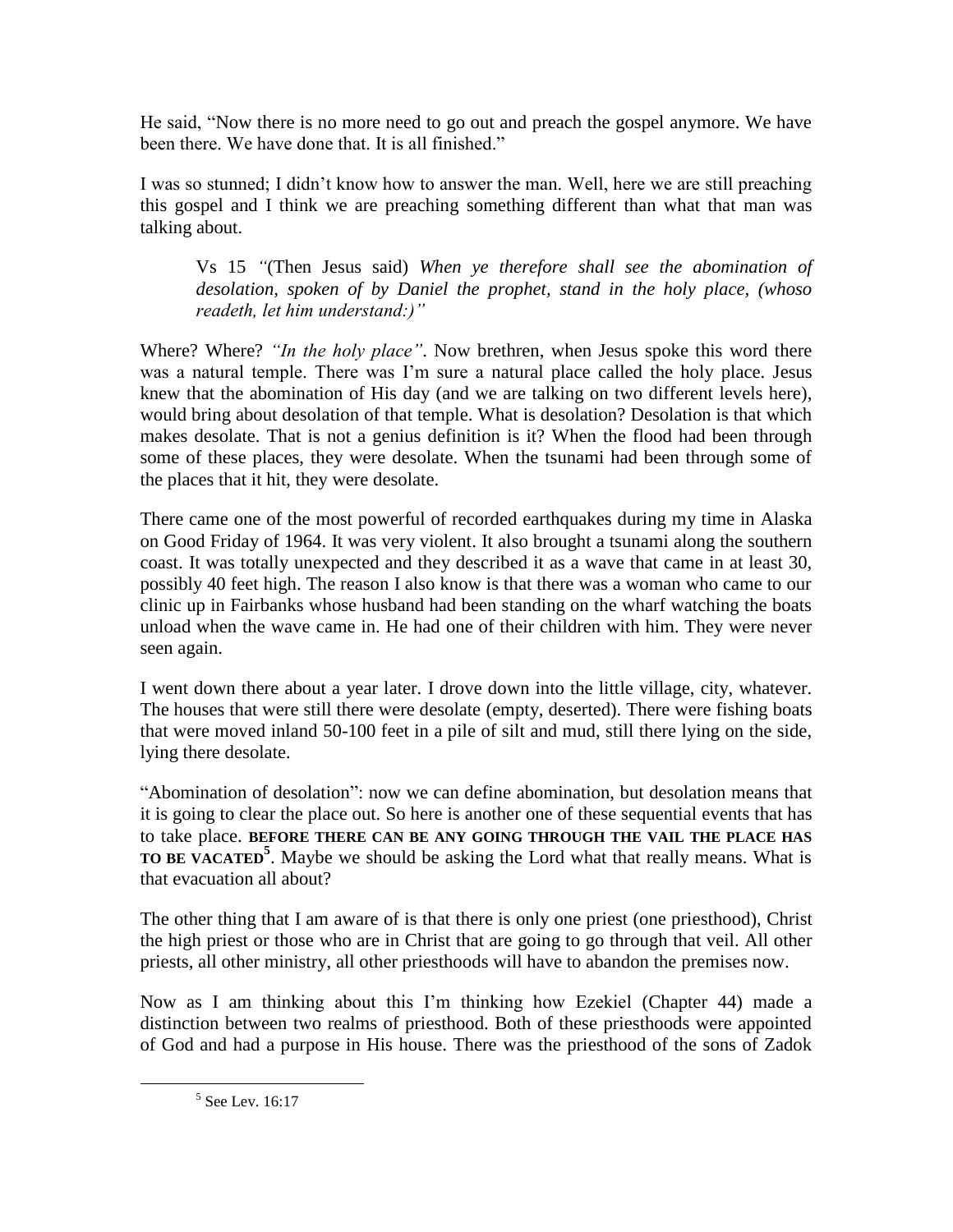He said, "Now there is no more need to go out and preach the gospel anymore. We have been there. We have done that. It is all finished."

I was so stunned; I didn't know how to answer the man. Well, here we are still preaching this gospel and I think we are preaching something different than what that man was talking about.

> Vs 15 *"*(Then Jesus said) *When ye therefore shall see the abomination of desolation, spoken of by Daniel the prophet, stand in the holy place, (whoso readeth, let him understand:)"*

Where? Where? *"In the holy place"*. Now brethren, when Jesus spoke this word there was a natural temple. There was I'm sure a natural place called the holy place. Jesus knew that the abomination of His day (and we are talking on two different levels here), would bring about desolation of that temple. What is desolation? Desolation is that which makes desolate. That is not a genius definition is it? When the flood had been through some of these places, they were desolate. When the tsunami had been through some of the places that it hit, they were desolate.

There came one of the most powerful of recorded earthquakes during my time in Alaska on Good Friday of 1964. It was very violent. It also brought a tsunami along the southern coast. It was totally unexpected and they described it as a wave that came in at least 30, possibly 40 feet high. The reason I also know is that there was a woman who came to our clinic up in Fairbanks whose husband had been standing on the wharf watching the boats unload when the wave came in. He had one of their children with him. They were never seen again.

I went down there about a year later. I drove down into the little village, city, whatever. The houses that were still there were desolate (empty, deserted). There were fishing boats that were moved inland 50-100 feet in a pile of silt and mud, still there lying on the side, lying there desolate.

"Abomination of desolation": now we can define abomination, but desolation means that it is going to clear the place out. So here is another one of these sequential events that has to take place. **BEFORE THERE CAN BE ANY GOING THROUGH THE VAIL THE PLACE HAS TO BE VACATED**[5]. Maybe we should be asking the Lord what that really means. What is that evacuation all about?

The other thing that I am aware of is that there is only one priest (one priesthood), Christ the high priest or those who are in Christ that are going to go through that veil. All other priests, all other ministry, all other priesthoods will have to abandon the premises now.

Now as I am thinking about this I'm thinking how Ezekiel (Chapter 44) made a distinction between two realms of priesthood. Both of these priesthoods were appointed of God and had a purpose in His house. There was the priesthood of the sons of Zadok

[5] See Lev. 16:17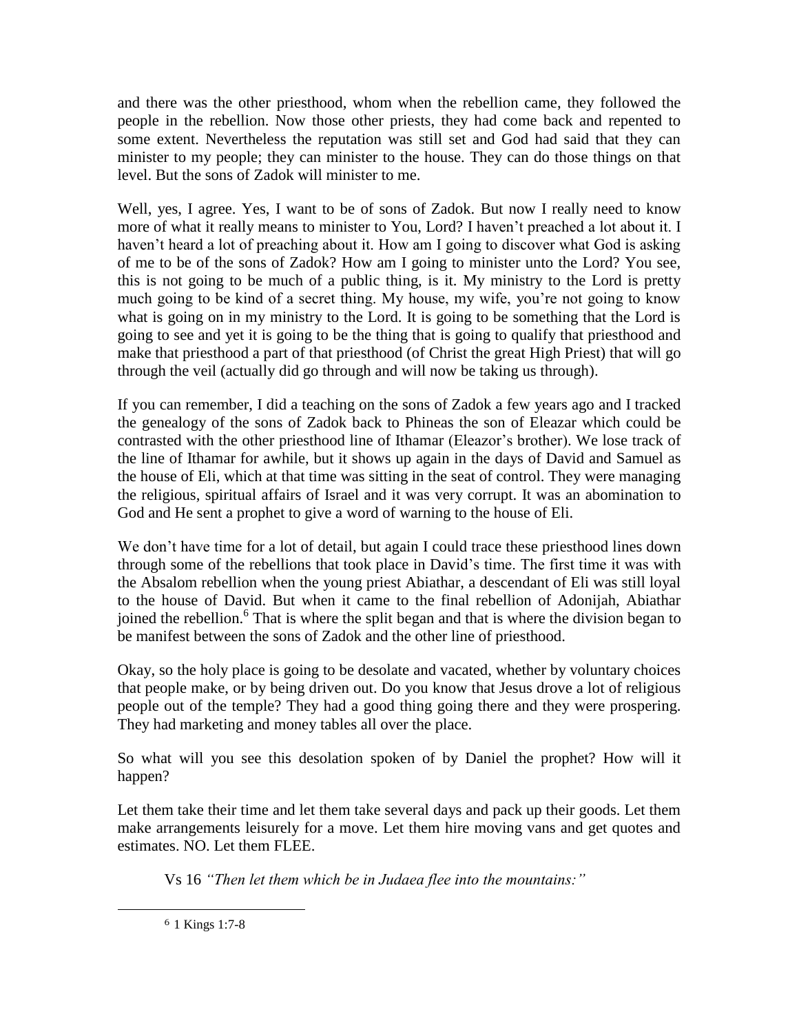and there was the other priesthood, whom when the rebellion came, they followed the people in the rebellion. Now those other priests, they had come back and repented to some extent. Nevertheless the reputation was still set and God had said that they can minister to my people; they can minister to the house. They can do those things on that level. But the sons of Zadok will minister to me.

Well, yes, I agree. Yes, I want to be of sons of Zadok. But now I really need to know more of what it really means to minister to You, Lord? I haven't preached a lot about it. I haven't heard a lot of preaching about it. How am I going to discover what God is asking of me to be of the sons of Zadok? How am I going to minister unto the Lord? You see, this is not going to be much of a public thing, is it. My ministry to the Lord is pretty much going to be kind of a secret thing. My house, my wife, you're not going to know what is going on in my ministry to the Lord. It is going to be something that the Lord is going to see and yet it is going to be the thing that is going to qualify that priesthood and make that priesthood a part of that priesthood (of Christ the great High Priest) that will go through the veil (actually did go through and will now be taking us through).

If you can remember, I did a teaching on the sons of Zadok a few years ago and I tracked the genealogy of the sons of Zadok back to Phineas the son of Eleazar which could be contrasted with the other priesthood line of Ithamar (Eleazor's brother). We lose track of the line of Ithamar for awhile, but it shows up again in the days of David and Samuel as the house of Eli, which at that time was sitting in the seat of control. They were managing the religious, spiritual affairs of Israel and it was very corrupt. It was an abomination to God and He sent a prophet to give a word of warning to the house of Eli.

We don't have time for a lot of detail, but again I could trace these priesthood lines down through some of the rebellions that took place in David's time. The first time it was with the Absalom rebellion when the young priest Abiathar, a descendant of Eli was still loyal to the house of David. But when it came to the final rebellion of Adonijah, Abiathar joined the rebellion.[6] That is where the split began and that is where the division began to be manifest between the sons of Zadok and the other line of priesthood.

Okay, so the holy place is going to be desolate and vacated, whether by voluntary choices that people make, or by being driven out. Do you know that Jesus drove a lot of religious people out of the temple? They had a good thing going there and they were prospering. They had marketing and money tables all over the place.

So what will you see this desolation spoken of by Daniel the prophet? How will it happen?

Let them take their time and let them take several days and pack up their goods. Let them make arrangements leisurely for a move. Let them hire moving vans and get quotes and estimates. NO. Let them FLEE.

Vs 16 *"Then let them which be in Judaea flee into the mountains:"*

---

[6] 1 Kings 1:7-8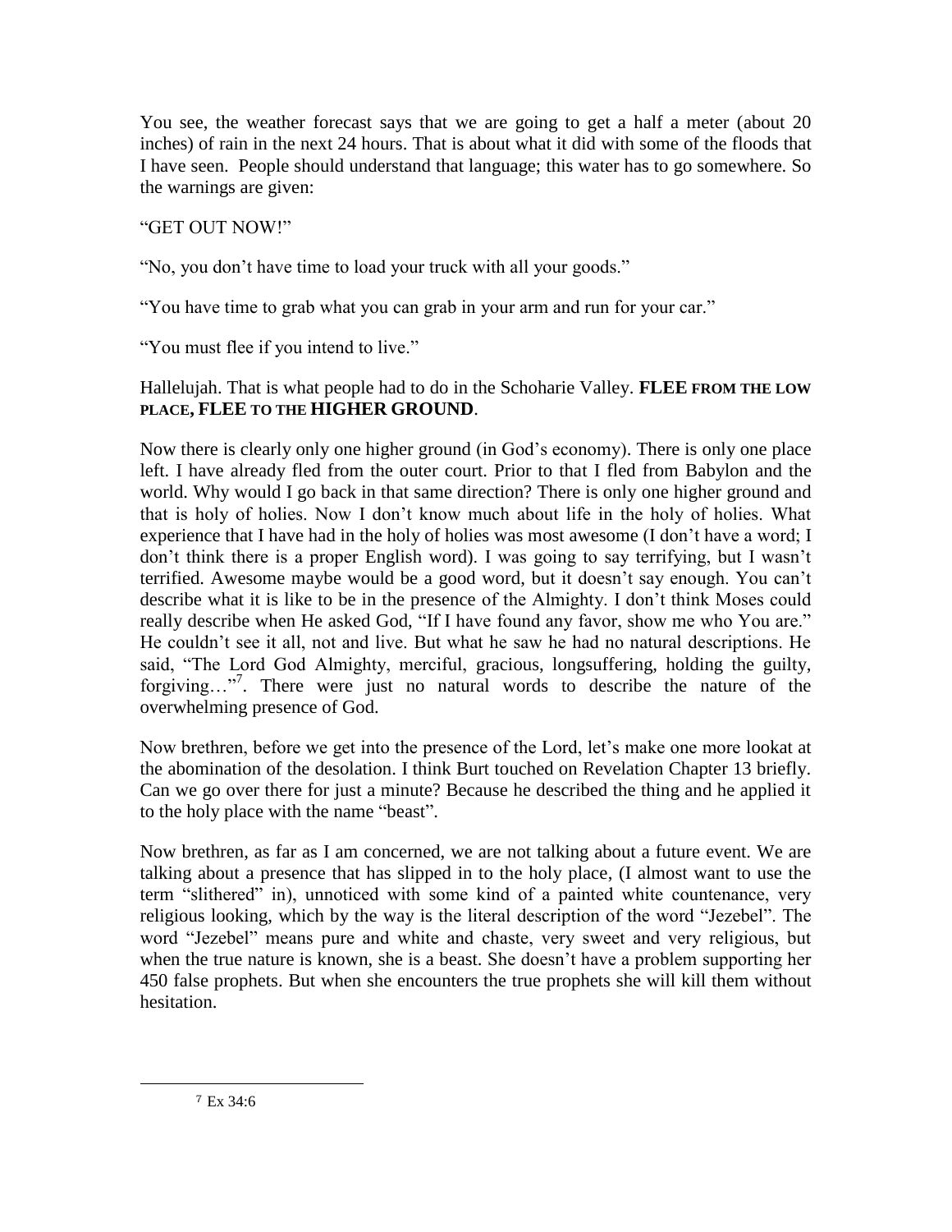You see, the weather forecast says that we are going to get a half a meter (about 20 inches) of rain in the next 24 hours. That is about what it did with some of the floods that I have seen. People should understand that language; this water has to go somewhere. So the warnings are given:

"GET OUT NOW!"

"No, you don't have time to load your truck with all your goods."

"You have time to grab what you can grab in your arm and run for your car."

"You must flee if you intend to live."

Hallelujah. That is what people had to do in the Schoharie Valley. **FLEE FROM THE LOW PLACE, FLEE TO THE HIGHER GROUND**.

Now there is clearly only one higher ground (in God's economy). There is only one place left. I have already fled from the outer court. Prior to that I fled from Babylon and the world. Why would I go back in that same direction? There is only one higher ground and that is holy of holies. Now I don't know much about life in the holy of holies. What experience that I have had in the holy of holies was most awesome (I don't have a word; I don't think there is a proper English word). I was going to say terrifying, but I wasn't terrified. Awesome maybe would be a good word, but it doesn't say enough. You can't describe what it is like to be in the presence of the Almighty. I don't think Moses could really describe when He asked God, "If I have found any favor, show me who You are." He couldn't see it all, not and live. But what he saw he had no natural descriptions. He said, "The Lord God Almighty, merciful, gracious, longsuffering, holding the guilty, forgiving…"[7]. There were just no natural words to describe the nature of the overwhelming presence of God.

Now brethren, before we get into the presence of the Lord, let's make one more lookat at the abomination of the desolation. I think Burt touched on Revelation Chapter 13 briefly. Can we go over there for just a minute? Because he described the thing and he applied it to the holy place with the name "beast".

Now brethren, as far as I am concerned, we are not talking about a future event. We are talking about a presence that has slipped in to the holy place, (I almost want to use the term "slithered" in), unnoticed with some kind of a painted white countenance, very religious looking, which by the way is the literal description of the word "Jezebel". The word "Jezebel" means pure and white and chaste, very sweet and very religious, but when the true nature is known, she is a beast. She doesn't have a problem supporting her 450 false prophets. But when she encounters the true prophets she will kill them without hesitation.

---

[7] Ex 34:6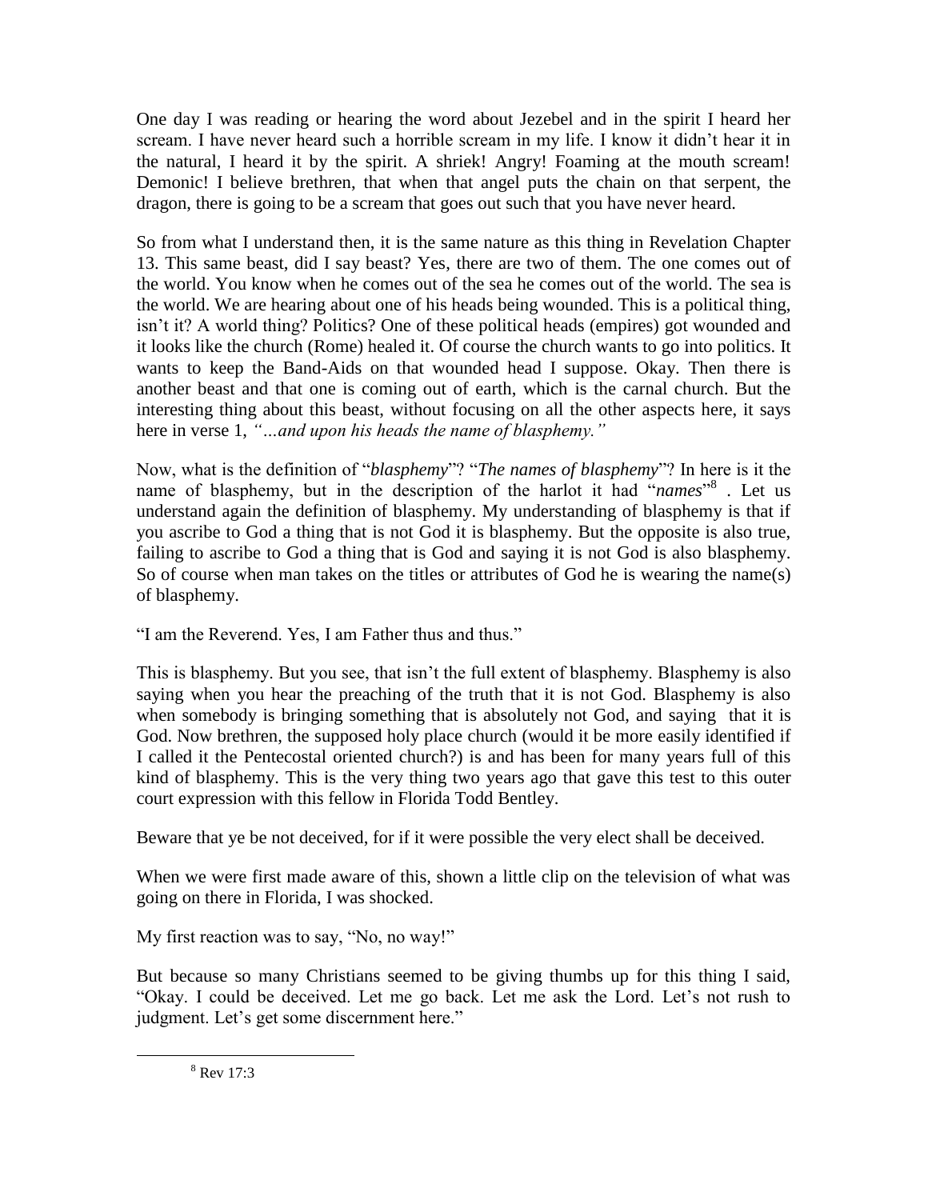One day I was reading or hearing the word about Jezebel and in the spirit I heard her scream. I have never heard such a horrible scream in my life. I know it didn't hear it in the natural, I heard it by the spirit. A shriek! Angry! Foaming at the mouth scream! Demonic! I believe brethren, that when that angel puts the chain on that serpent, the dragon, there is going to be a scream that goes out such that you have never heard.

So from what I understand then, it is the same nature as this thing in Revelation Chapter 13. This same beast, did I say beast? Yes, there are two of them. The one comes out of the world. You know when he comes out of the sea he comes out of the world. The sea is the world. We are hearing about one of his heads being wounded. This is a political thing, isn't it? A world thing? Politics? One of these political heads (empires) got wounded and it looks like the church (Rome) healed it. Of course the church wants to go into politics. It wants to keep the Band-Aids on that wounded head I suppose. Okay. Then there is another beast and that one is coming out of earth, which is the carnal church. But the interesting thing about this beast, without focusing on all the other aspects here, it says here in verse 1, *"…and upon his heads the name of blasphemy."*

Now, what is the definition of "*blasphemy*"? "*The names of blasphemy*"? In here is it the name of blasphemy, but in the description of the harlot it had "*names*"[8] . Let us understand again the definition of blasphemy. My understanding of blasphemy is that if you ascribe to God a thing that is not God it is blasphemy. But the opposite is also true, failing to ascribe to God a thing that is God and saying it is not God is also blasphemy. So of course when man takes on the titles or attributes of God he is wearing the name(s) of blasphemy.

"I am the Reverend. Yes, I am Father thus and thus."

This is blasphemy. But you see, that isn't the full extent of blasphemy. Blasphemy is also saying when you hear the preaching of the truth that it is not God. Blasphemy is also when somebody is bringing something that is absolutely not God, and saying that it is God. Now brethren, the supposed holy place church (would it be more easily identified if I called it the Pentecostal oriented church?) is and has been for many years full of this kind of blasphemy. This is the very thing two years ago that gave this test to this outer court expression with this fellow in Florida Todd Bentley.

Beware that ye be not deceived, for if it were possible the very elect shall be deceived.

When we were first made aware of this, shown a little clip on the television of what was going on there in Florida, I was shocked.

My first reaction was to say, "No, no way!"

But because so many Christians seemed to be giving thumbs up for this thing I said, "Okay. I could be deceived. Let me go back. Let me ask the Lord. Let's not rush to judgment. Let's get some discernment here."

---

[8] Rev 17:3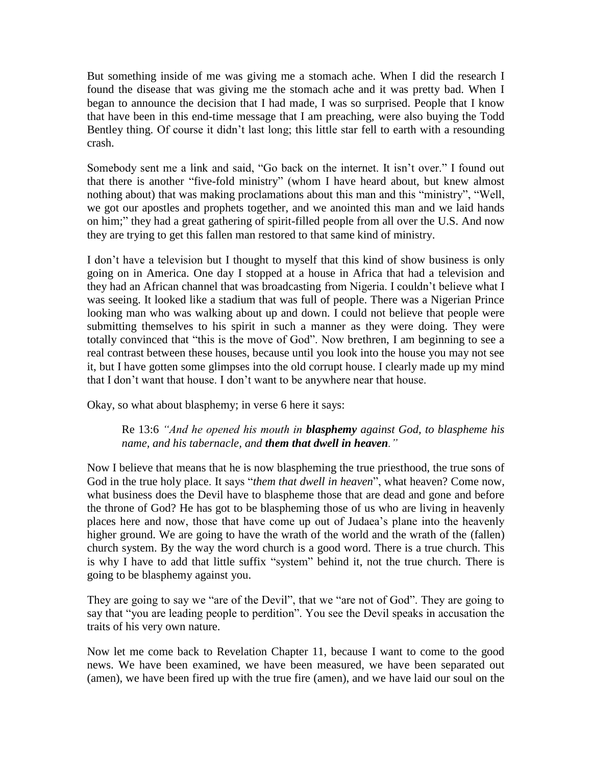But something inside of me was giving me a stomach ache. When I did the research I found the disease that was giving me the stomach ache and it was pretty bad. When I began to announce the decision that I had made, I was so surprised. People that I know that have been in this end-time message that I am preaching, were also buying the Todd Bentley thing. Of course it didn't last long; this little star fell to earth with a resounding crash.

Somebody sent me a link and said, "Go back on the internet. It isn't over." I found out that there is another "five-fold ministry" (whom I have heard about, but knew almost nothing about) that was making proclamations about this man and this "ministry", "Well, we got our apostles and prophets together, and we anointed this man and we laid hands on him;" they had a great gathering of spirit-filled people from all over the U.S. And now they are trying to get this fallen man restored to that same kind of ministry.

I don't have a television but I thought to myself that this kind of show business is only going on in America. One day I stopped at a house in Africa that had a television and they had an African channel that was broadcasting from Nigeria. I couldn't believe what I was seeing. It looked like a stadium that was full of people. There was a Nigerian Prince looking man who was walking about up and down. I could not believe that people were submitting themselves to his spirit in such a manner as they were doing. They were totally convinced that "this is the move of God". Now brethren, I am beginning to see a real contrast between these houses, because until you look into the house you may not see it, but I have gotten some glimpses into the old corrupt house. I clearly made up my mind that I don't want that house. I don't want to be anywhere near that house.

Okay, so what about blasphemy; in verse 6 here it says:

> Re 13:6 *"And he opened his mouth in* ***blasphemy*** *against God, to blaspheme his name, and his tabernacle, and* ***them that dwell in heaven****."*

Now I believe that means that he is now blaspheming the true priesthood, the true sons of God in the true holy place. It says "*them that dwell in heaven*", what heaven? Come now, what business does the Devil have to blaspheme those that are dead and gone and before the throne of God? He has got to be blaspheming those of us who are living in heavenly places here and now, those that have come up out of Judaea's plane into the heavenly higher ground. We are going to have the wrath of the world and the wrath of the (fallen) church system. By the way the word church is a good word. There is a true church. This is why I have to add that little suffix "system" behind it, not the true church. There is going to be blasphemy against you.

They are going to say we "are of the Devil", that we "are not of God". They are going to say that "you are leading people to perdition". You see the Devil speaks in accusation the traits of his very own nature.

Now let me come back to Revelation Chapter 11, because I want to come to the good news. We have been examined, we have been measured, we have been separated out (amen), we have been fired up with the true fire (amen), and we have laid our soul on the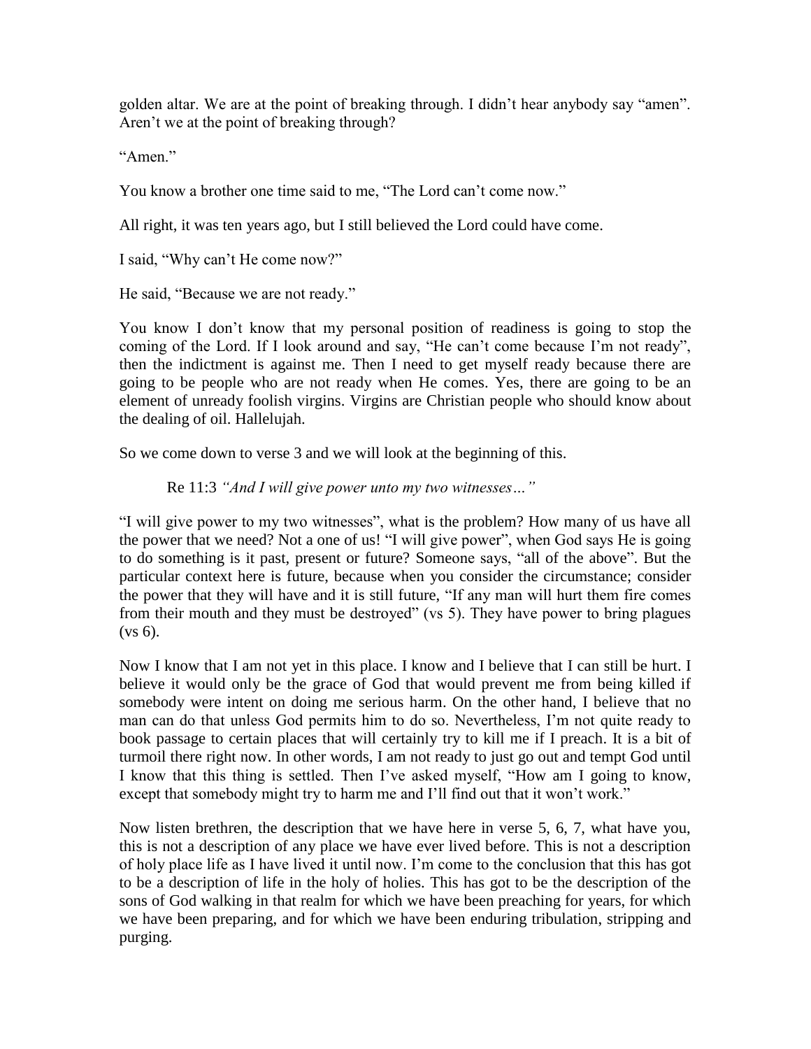golden altar. We are at the point of breaking through. I didn't hear anybody say "amen". Aren't we at the point of breaking through?

"Amen."

You know a brother one time said to me, "The Lord can't come now."

All right, it was ten years ago, but I still believed the Lord could have come.

I said, "Why can't He come now?"

He said, "Because we are not ready."

You know I don't know that my personal position of readiness is going to stop the coming of the Lord. If I look around and say, "He can't come because I'm not ready", then the indictment is against me. Then I need to get myself ready because there are going to be people who are not ready when He comes. Yes, there are going to be an element of unready foolish virgins. Virgins are Christian people who should know about the dealing of oil. Hallelujah.

So we come down to verse 3 and we will look at the beginning of this.

> Re 11:3 *"And I will give power unto my two witnesses…"*

"I will give power to my two witnesses", what is the problem? How many of us have all the power that we need? Not a one of us! "I will give power", when God says He is going to do something is it past, present or future? Someone says, "all of the above". But the particular context here is future, because when you consider the circumstance; consider the power that they will have and it is still future, "If any man will hurt them fire comes from their mouth and they must be destroyed" (vs 5). They have power to bring plagues (vs 6).

Now I know that I am not yet in this place. I know and I believe that I can still be hurt. I believe it would only be the grace of God that would prevent me from being killed if somebody were intent on doing me serious harm. On the other hand, I believe that no man can do that unless God permits him to do so. Nevertheless, I'm not quite ready to book passage to certain places that will certainly try to kill me if I preach. It is a bit of turmoil there right now. In other words, I am not ready to just go out and tempt God until I know that this thing is settled. Then I've asked myself, "How am I going to know, except that somebody might try to harm me and I'll find out that it won't work."

Now listen brethren, the description that we have here in verse 5, 6, 7, what have you, this is not a description of any place we have ever lived before. This is not a description of holy place life as I have lived it until now. I'm come to the conclusion that this has got to be a description of life in the holy of holies. This has got to be the description of the sons of God walking in that realm for which we have been preaching for years, for which we have been preparing, and for which we have been enduring tribulation, stripping and purging.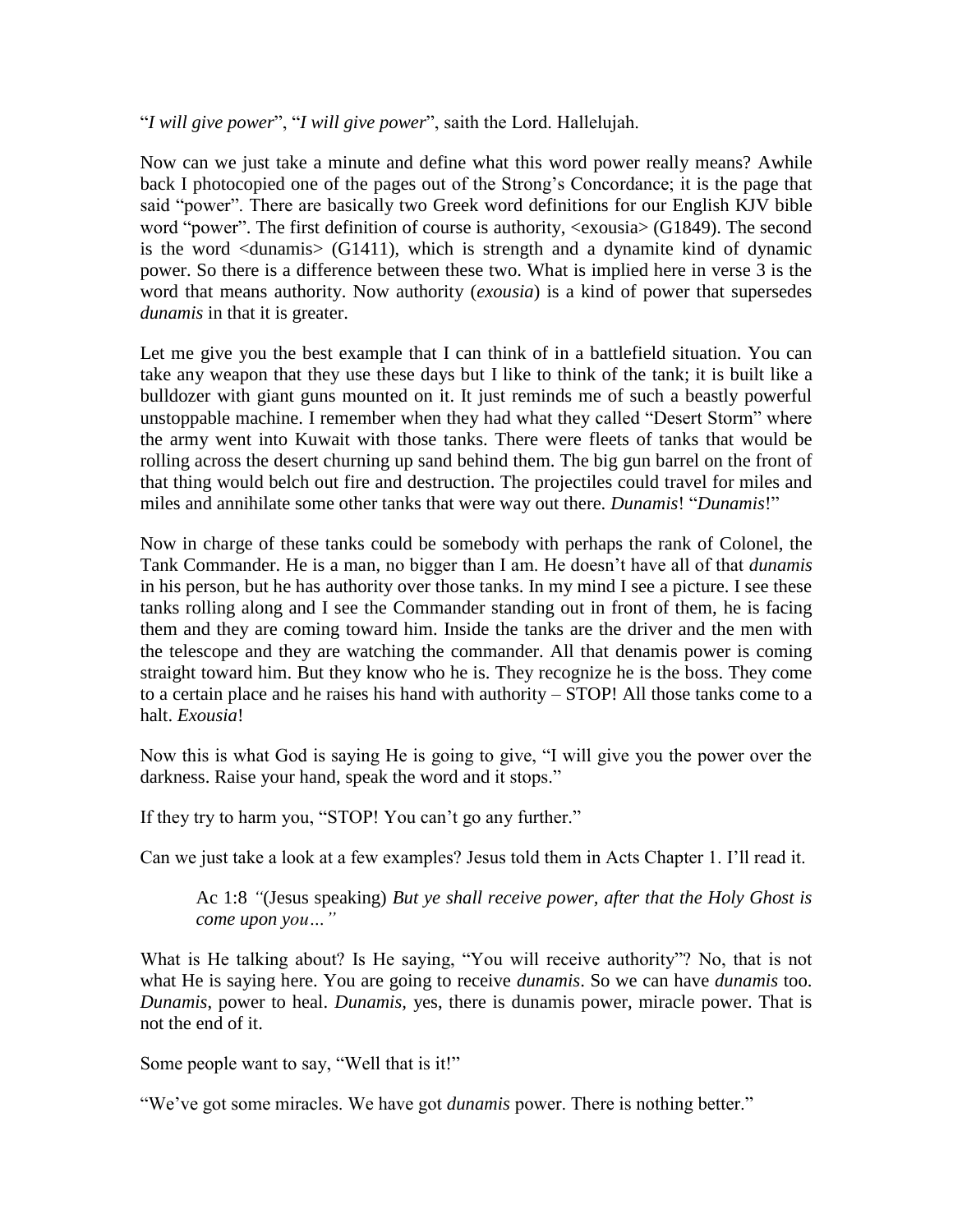“*I will give power*”, “*I will give power*”, saith the Lord. Hallelujah.

Now can we just take a minute and define what this word power really means? Awhile back I photocopied one of the pages out of the Strong’s Concordance; it is the page that said “power”. There are basically two Greek word definitions for our English KJV bible word “power”. The first definition of course is authority, <exousia> (G1849). The second is the word <dunamis> (G1411), which is strength and a dynamite kind of dynamic power. So there is a difference between these two. What is implied here in verse 3 is the word that means authority. Now authority (*exousia*) is a kind of power that supersedes *dunamis* in that it is greater.

Let me give you the best example that I can think of in a battlefield situation. You can take any weapon that they use these days but I like to think of the tank; it is built like a bulldozer with giant guns mounted on it. It just reminds me of such a beastly powerful unstoppable machine. I remember when they had what they called “Desert Storm” where the army went into Kuwait with those tanks. There were fleets of tanks that would be rolling across the desert churning up sand behind them. The big gun barrel on the front of that thing would belch out fire and destruction. The projectiles could travel for miles and miles and annihilate some other tanks that were way out there. *Dunamis*! “*Dunamis*!”

Now in charge of these tanks could be somebody with perhaps the rank of Colonel, the Tank Commander. He is a man, no bigger than I am. He doesn’t have all of that *dunamis* in his person, but he has authority over those tanks. In my mind I see a picture. I see these tanks rolling along and I see the Commander standing out in front of them, he is facing them and they are coming toward him. Inside the tanks are the driver and the men with the telescope and they are watching the commander. All that denamis power is coming straight toward him. But they know who he is. They recognize he is the boss. They come to a certain place and he raises his hand with authority – STOP! All those tanks come to a halt. *Exousia*!

Now this is what God is saying He is going to give, “I will give you the power over the darkness. Raise your hand, speak the word and it stops.”

If they try to harm you, “STOP! You can’t go any further.”

Can we just take a look at a few examples? Jesus told them in Acts Chapter 1. I’ll read it.

> Ac 1:8 *“*(Jesus speaking) *But ye shall receive power, after that the Holy Ghost is come upon you…”*

What is He talking about? Is He saying, “You will receive authority”? No, that is not what He is saying here. You are going to receive *dunamis*. So we can have *dunamis* too. *Dunamis*, power to heal. *Dunamis*, yes, there is dunamis power, miracle power. That is not the end of it.

Some people want to say, “Well that is it!”

“We’ve got some miracles. We have got *dunamis* power. There is nothing better.”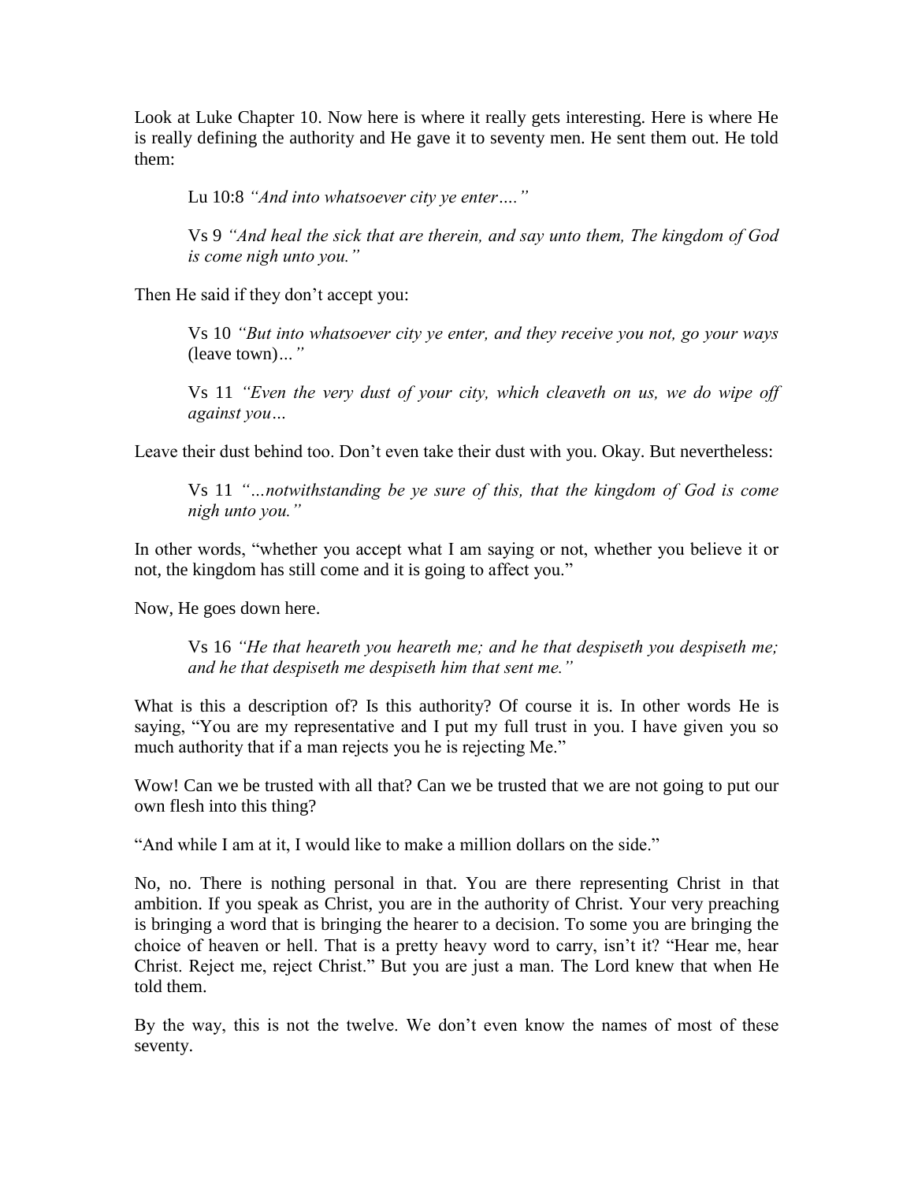Look at Luke Chapter 10. Now here is where it really gets interesting. Here is where He is really defining the authority and He gave it to seventy men. He sent them out. He told them:

> Lu 10:8 *"And into whatsoever city ye enter…."*
>
> Vs 9 *"And heal the sick that are therein, and say unto them, The kingdom of God is come nigh unto you."*

Then He said if they don't accept you:

> Vs 10 *"But into whatsoever city ye enter, and they receive you not, go your ways* (leave town)*…"*
>
> Vs 11 *"Even the very dust of your city, which cleaveth on us, we do wipe off against you…*

Leave their dust behind too. Don't even take their dust with you. Okay. But nevertheless:

> Vs 11 *"…notwithstanding be ye sure of this, that the kingdom of God is come nigh unto you."*

In other words, "whether you accept what I am saying or not, whether you believe it or not, the kingdom has still come and it is going to affect you."

Now, He goes down here.

> Vs 16 *"He that heareth you heareth me; and he that despiseth you despiseth me; and he that despiseth me despiseth him that sent me."*

What is this a description of? Is this authority? Of course it is. In other words He is saying, "You are my representative and I put my full trust in you. I have given you so much authority that if a man rejects you he is rejecting Me."

Wow! Can we be trusted with all that? Can we be trusted that we are not going to put our own flesh into this thing?

"And while I am at it, I would like to make a million dollars on the side."

No, no. There is nothing personal in that. You are there representing Christ in that ambition. If you speak as Christ, you are in the authority of Christ. Your very preaching is bringing a word that is bringing the hearer to a decision. To some you are bringing the choice of heaven or hell. That is a pretty heavy word to carry, isn't it? "Hear me, hear Christ. Reject me, reject Christ." But you are just a man. The Lord knew that when He told them.

By the way, this is not the twelve. We don't even know the names of most of these seventy.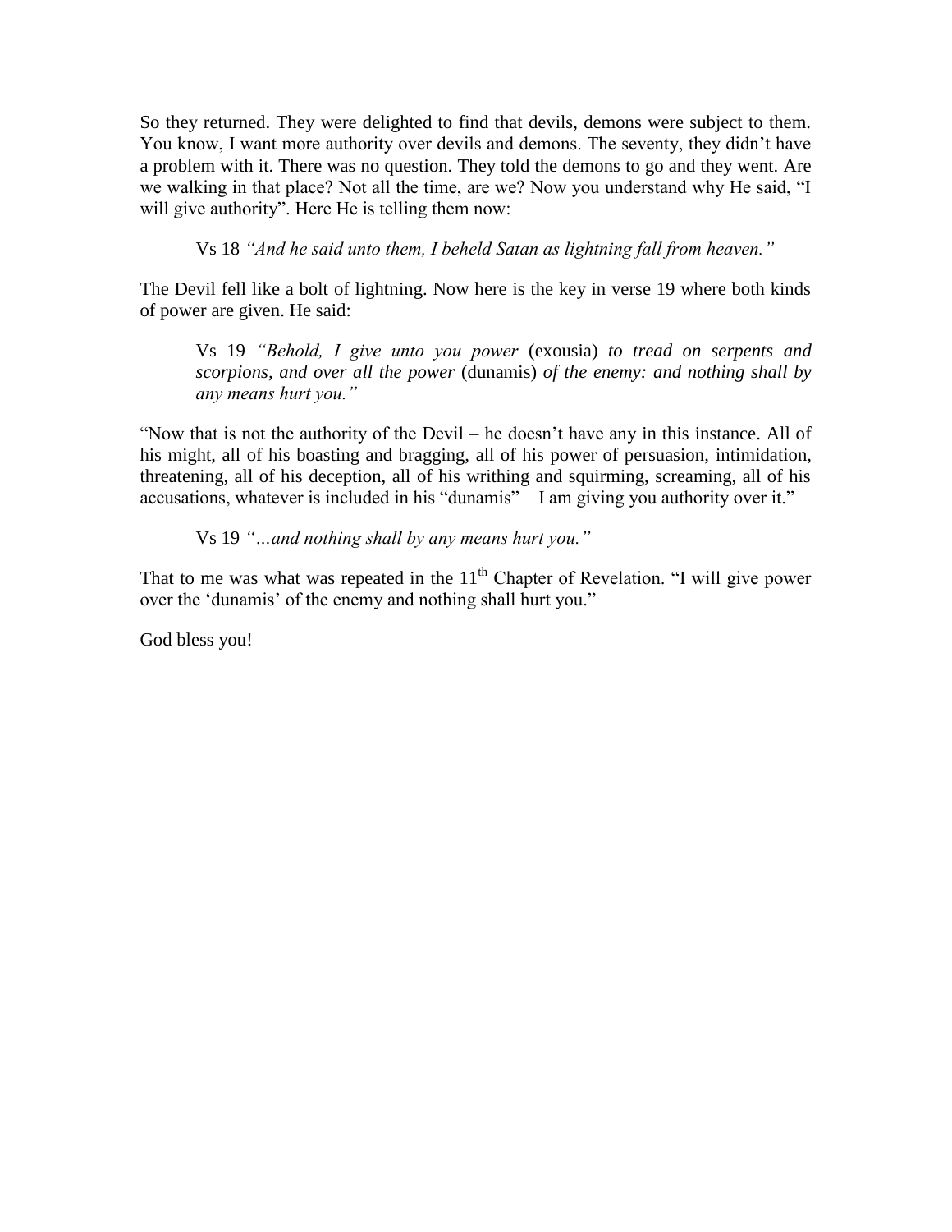So they returned. They were delighted to find that devils, demons were subject to them. You know, I want more authority over devils and demons. The seventy, they didn't have a problem with it. There was no question. They told the demons to go and they went. Are we walking in that place? Not all the time, are we? Now you understand why He said, "I will give authority". Here He is telling them now:

> Vs 18 *"And he said unto them, I beheld Satan as lightning fall from heaven."*

The Devil fell like a bolt of lightning. Now here is the key in verse 19 where both kinds of power are given. He said:

> Vs 19 *"Behold, I give unto you power* (exousia) *to tread on serpents and scorpions, and over all the power* (dunamis) *of the enemy: and nothing shall by any means hurt you."*

"Now that is not the authority of the Devil – he doesn't have any in this instance. All of his might, all of his boasting and bragging, all of his power of persuasion, intimidation, threatening, all of his deception, all of his writhing and squirming, screaming, all of his accusations, whatever is included in his "dunamis" – I am giving you authority over it."

> Vs 19 *"…and nothing shall by any means hurt you."*

That to me was what was repeated in the 11th Chapter of Revelation. "I will give power over the 'dunamis' of the enemy and nothing shall hurt you."

God bless you!